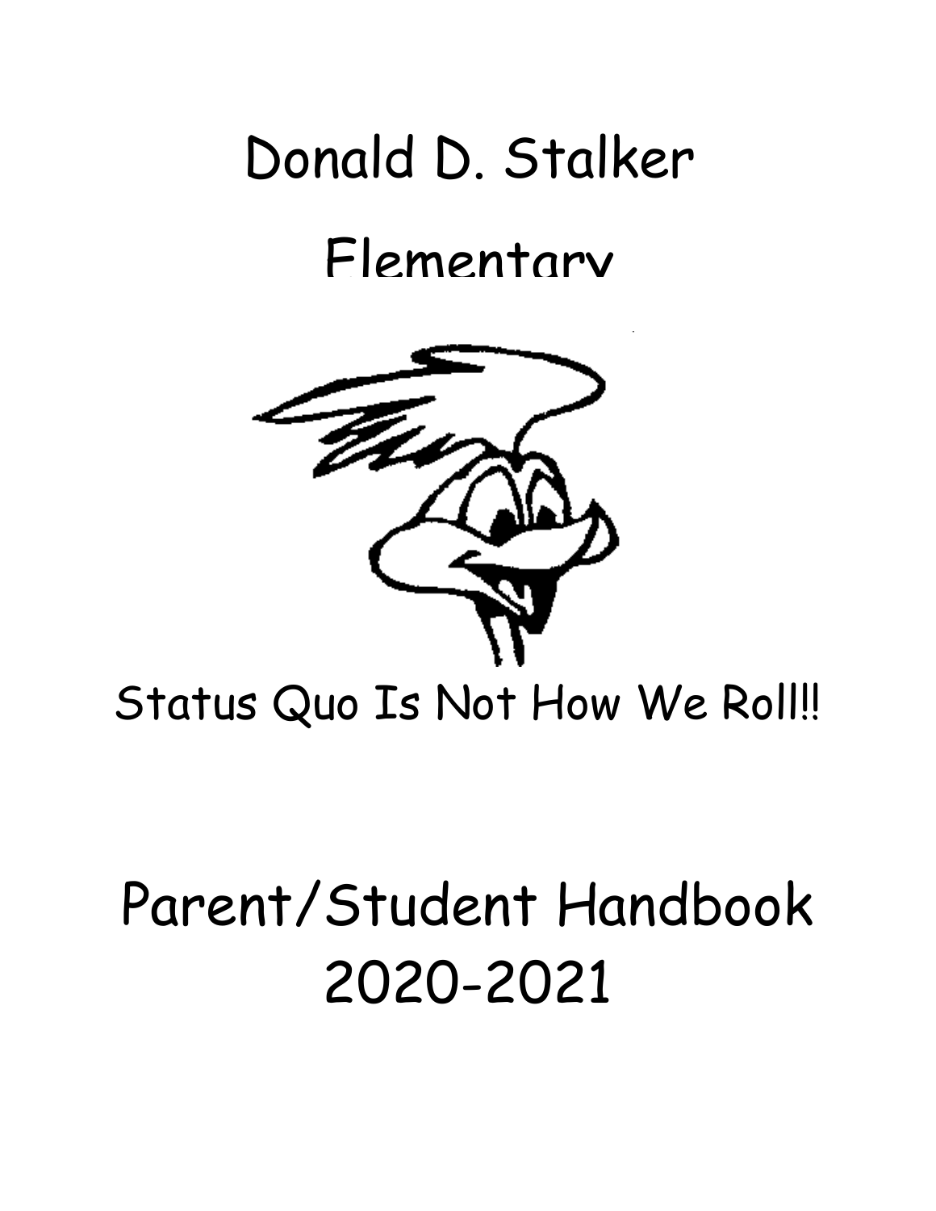# Donald D. Stalker

# Elementary

Status Quo Is Not How We Roll!!

# Parent/Student Handbook
# 2020-2021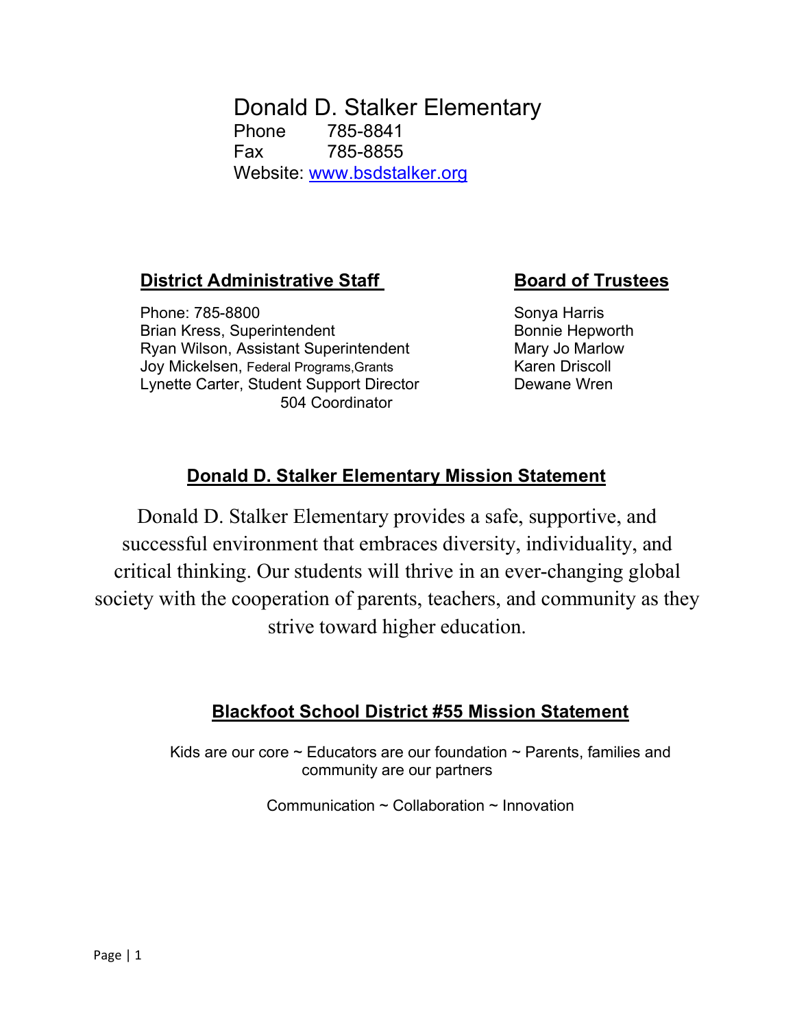# Donald D. Stalker Elementary

Phone 785-8841
Fax 785-8855
Website: www.bsdstalker.org

## District Administrative Staff

Phone: 785-8800
Brian Kress, Superintendent
Ryan Wilson, Assistant Superintendent
Joy Mickelsen, Federal Programs,Grants
Lynette Carter, Student Support Director
504 Coordinator

## Board of Trustees

Sonya Harris
Bonnie Hepworth
Mary Jo Marlow
Karen Driscoll
Dewane Wren

## Donald D. Stalker Elementary Mission Statement

Donald D. Stalker Elementary provides a safe, supportive, and successful environment that embraces diversity, individuality, and critical thinking. Our students will thrive in an ever-changing global society with the cooperation of parents, teachers, and community as they strive toward higher education.

## Blackfoot School District #55 Mission Statement

Kids are our core ~ Educators are our foundation ~ Parents, families and community are our partners

Communication ~ Collaboration ~ Innovation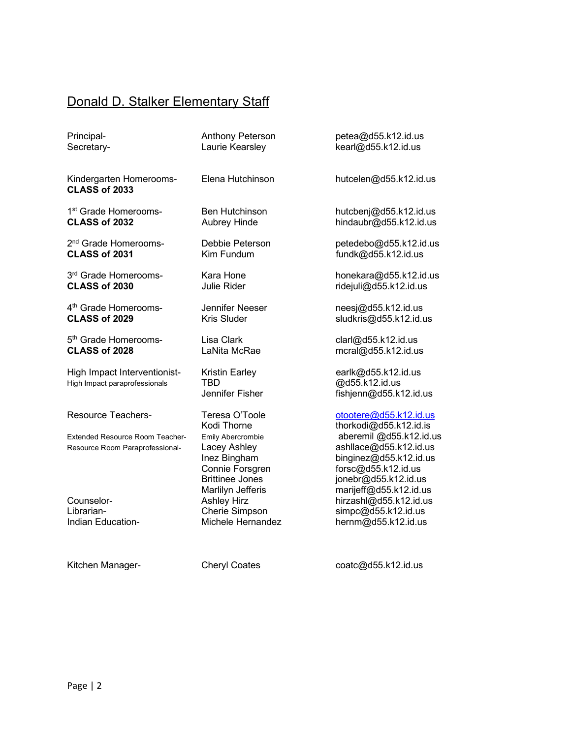## Donald D. Stalker Elementary Staff

| | | |
|---|---|---|
| Principal- | Anthony Peterson | petea@d55.k12.id.us |
| Secretary- | Laurie Kearsley | kearl@d55.k12.id.us |
| Kindergarten Homerooms- **CLASS of 2033** | Elena Hutchinson | hutcelen@d55.k12.id.us |
| 1st Grade Homerooms- **CLASS of 2032** | Ben Hutchinson | hutcbenj@d55.k12.id.us |
| | Aubrey Hinde | hindaubr@d55.k12.id.us |
| 2nd Grade Homerooms- **CLASS of 2031** | Debbie Peterson | petedebo@d55.k12.id.us |
| | Kim Fundum | fundk@d55.k12.id.us |
| 3rd Grade Homerooms- **CLASS of 2030** | Kara Hone | honekara@d55.k12.id.us |
| | Julie Rider | ridejuli@d55.k12.id.us |
| 4th Grade Homerooms- **CLASS of 2029** | Jennifer Neeser | neesj@d55.k12.id.us |
| | Kris Sluder | sludkris@d55.k12.id.us |
| 5th Grade Homerooms- **CLASS of 2028** | Lisa Clark | clarl@d55.k12.id.us |
| | LaNita McRae | mcral@d55.k12.id.us |
| High Impact Interventionist- | Kristin Earley | earlk@d55.k12.id.us |
| High Impact paraprofessionals | TBD | @d55.k12.id.us |
| | Jennifer Fisher | fishjenn@d55.k12.id.us |
| Resource Teachers- | Teresa O'Toole | otootere@d55.k12.id.us |
| | Kodi Thorne | thorkodi@d55.k12.id.is |
| Extended Resource Room Teacher- | Emily Abercrombie | aberemil @d55.k12.id.us |
| Resource Room Paraprofessional- | Lacey Ashley | ashllace@d55.k12.id.us |
| | Inez Bingham | binginez@d55.k12.id.us |
| | Connie Forsgren | forsc@d55.k12.id.us |
| | Brittinee Jones | jonebr@d55.k12.id.us |
| | Marlilyn Jefferis | marijeff@d55.k12.id.us |
| Counselor- | Ashley Hirz | hirzashl@d55.k12.id.us |
| Librarian- | Cherie Simpson | simpc@d55.k12.id.us |
| Indian Education- | Michele Hernandez | hernm@d55.k12.id.us |
| Kitchen Manager- | Cheryl Coates | coatc@d55.k12.id.us |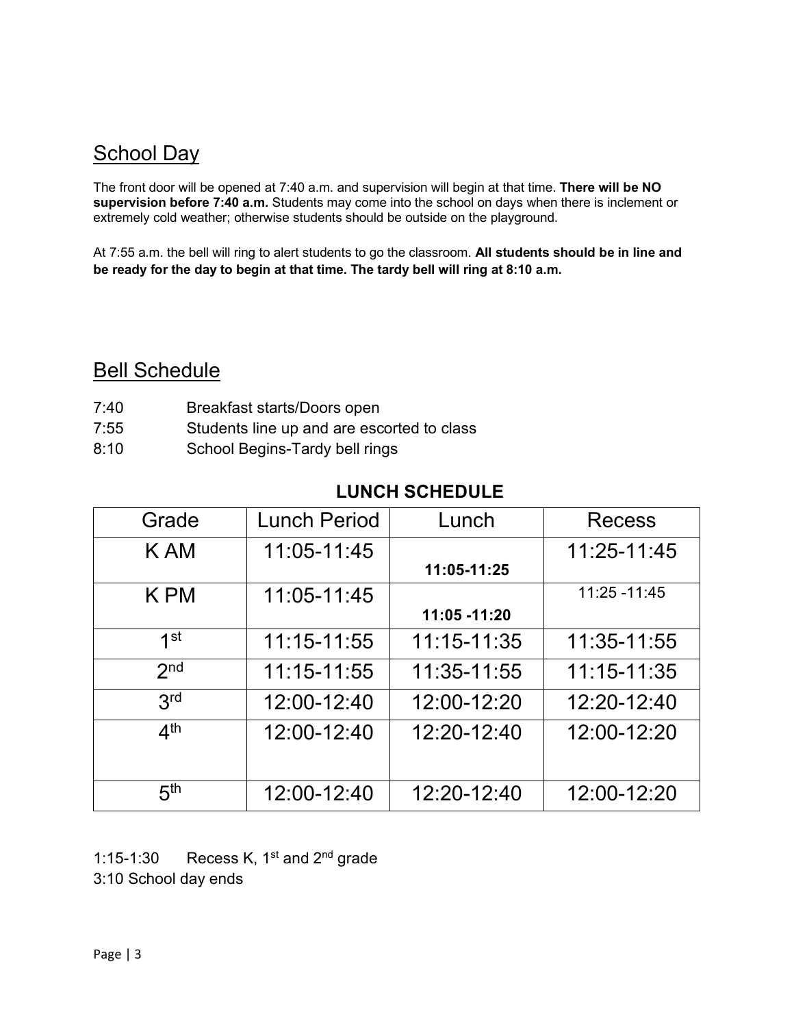## School Day

The front door will be opened at 7:40 a.m. and supervision will begin at that time. **There will be NO supervision before 7:40 a.m.** Students may come into the school on days when there is inclement or extremely cold weather; otherwise students should be outside on the playground.

At 7:55 a.m. the bell will ring to alert students to go the classroom. **All students should be in line and be ready for the day to begin at that time. The tardy bell will ring at 8:10 a.m.**

## Bell Schedule

7:40 Breakfast starts/Doors open
7:55 Students line up and are escorted to class
8:10 School Begins-Tardy bell rings

**LUNCH SCHEDULE**

| Grade | Lunch Period | Lunch | Recess |
|---|---|---|---|
| K AM | 11:05-11:45 | **11:05-11:25** | 11:25-11:45 |
| K PM | 11:05-11:45 | **11:05 -11:20** | 11:25 -11:45 |
| 1st | 11:15-11:55 | 11:15-11:35 | 11:35-11:55 |
| 2nd | 11:15-11:55 | 11:35-11:55 | 11:15-11:35 |
| 3rd | 12:00-12:40 | 12:00-12:20 | 12:20-12:40 |
| 4th | 12:00-12:40 | 12:20-12:40 | 12:00-12:20 |
| 5th | 12:00-12:40 | 12:20-12:40 | 12:00-12:20 |

1:15-1:30 Recess K, 1st and 2nd grade
3:10 School day ends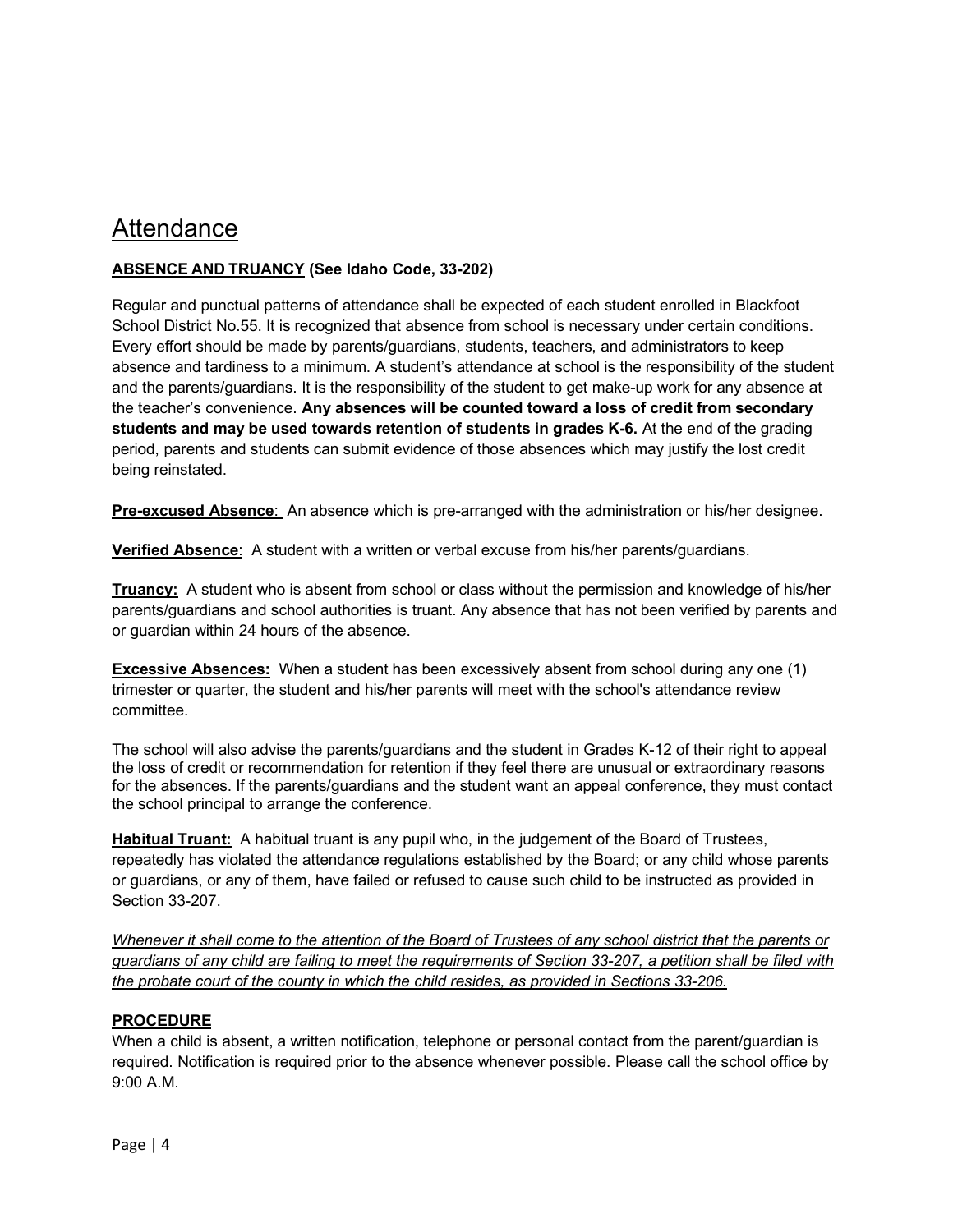# Attendance

**ABSENCE AND TRUANCY (See Idaho Code, 33-202)**

Regular and punctual patterns of attendance shall be expected of each student enrolled in Blackfoot School District No.55. It is recognized that absence from school is necessary under certain conditions. Every effort should be made by parents/guardians, students, teachers, and administrators to keep absence and tardiness to a minimum. A student's attendance at school is the responsibility of the student and the parents/guardians. It is the responsibility of the student to get make-up work for any absence at the teacher's convenience. **Any absences will be counted toward a loss of credit from secondary students and may be used towards retention of students in grades K-6.** At the end of the grading period, parents and students can submit evidence of those absences which may justify the lost credit being reinstated.

**Pre-excused Absence**: An absence which is pre-arranged with the administration or his/her designee.

**Verified Absence**: A student with a written or verbal excuse from his/her parents/guardians.

**Truancy:** A student who is absent from school or class without the permission and knowledge of his/her parents/guardians and school authorities is truant. Any absence that has not been verified by parents and or guardian within 24 hours of the absence.

**Excessive Absences:** When a student has been excessively absent from school during any one (1) trimester or quarter, the student and his/her parents will meet with the school's attendance review committee.

The school will also advise the parents/guardians and the student in Grades K-12 of their right to appeal the loss of credit or recommendation for retention if they feel there are unusual or extraordinary reasons for the absences. If the parents/guardians and the student want an appeal conference, they must contact the school principal to arrange the conference.

**Habitual Truant:** A habitual truant is any pupil who, in the judgement of the Board of Trustees, repeatedly has violated the attendance regulations established by the Board; or any child whose parents or guardians, or any of them, have failed or refused to cause such child to be instructed as provided in Section 33-207.

*Whenever it shall come to the attention of the Board of Trustees of any school district that the parents or guardians of any child are failing to meet the requirements of Section 33-207, a petition shall be filed with the probate court of the county in which the child resides, as provided in Sections 33-206.*

**PROCEDURE**

When a child is absent, a written notification, telephone or personal contact from the parent/guardian is required. Notification is required prior to the absence whenever possible. Please call the school office by 9:00 A.M.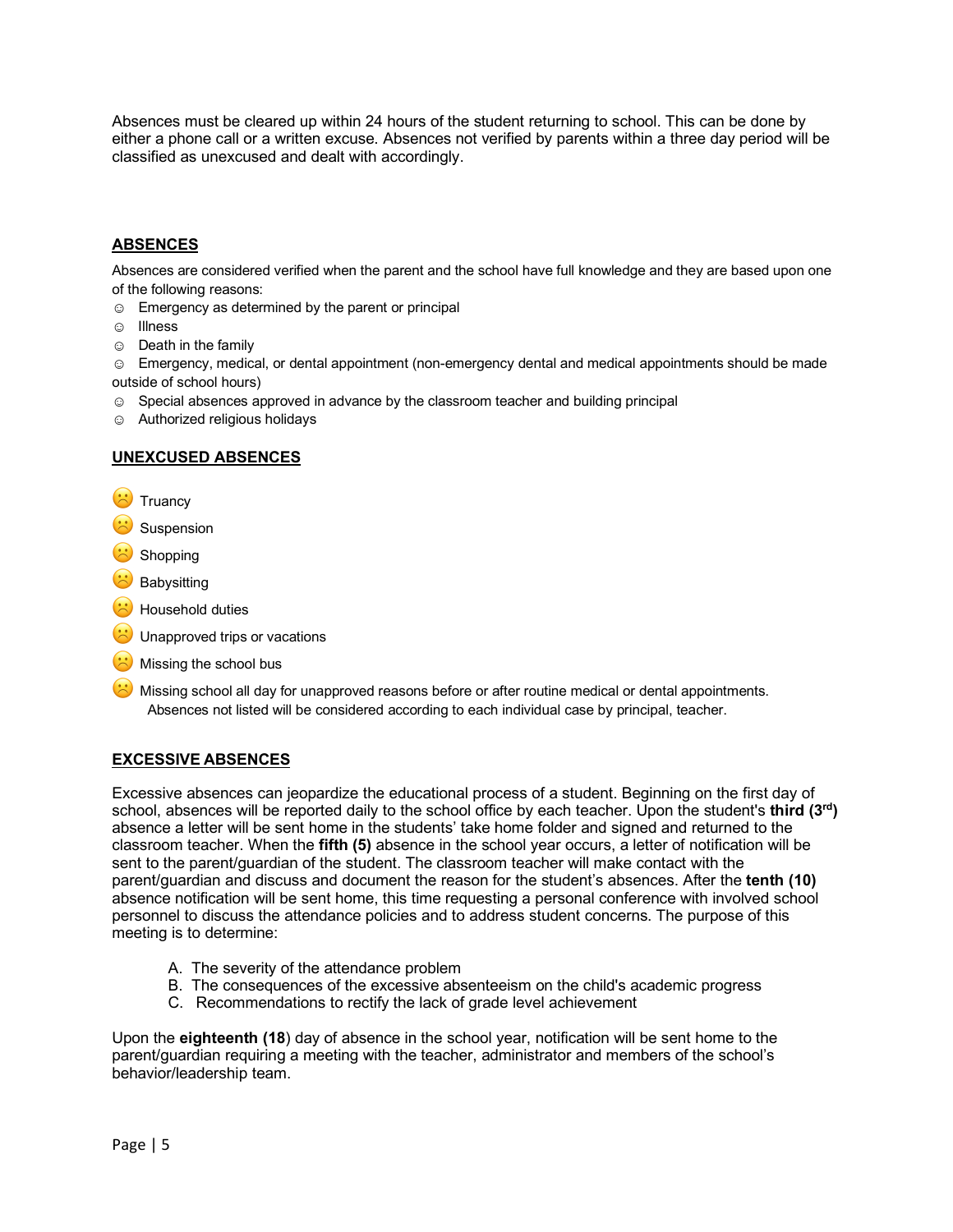Absences must be cleared up within 24 hours of the student returning to school. This can be done by either a phone call or a written excuse. Absences not verified by parents within a three day period will be classified as unexcused and dealt with accordingly.

## ABSENCES

Absences are considered verified when the parent and the school have full knowledge and they are based upon one of the following reasons:

- ☺ Emergency as determined by the parent or principal
- ☺ Illness
- ☺ Death in the family
- ☺ Emergency, medical, or dental appointment (non-emergency dental and medical appointments should be made outside of school hours)
- ☺ Special absences approved in advance by the classroom teacher and building principal
- ☺ Authorized religious holidays

## UNEXCUSED ABSENCES

- ☹ Truancy
- ☹ Suspension
- ☹ Shopping
- ☹ Babysitting
- ☹ Household duties
- ☹ Unapproved trips or vacations
- ☹ Missing the school bus
- ☹ Missing school all day for unapproved reasons before or after routine medical or dental appointments.

  Absences not listed will be considered according to each individual case by principal, teacher.

## EXCESSIVE ABSENCES

Excessive absences can jeopardize the educational process of a student. Beginning on the first day of school, absences will be reported daily to the school office by each teacher. Upon the student's **third (3rd)** absence a letter will be sent home in the students' take home folder and signed and returned to the classroom teacher. When the **fifth (5)** absence in the school year occurs, a letter of notification will be sent to the parent/guardian of the student. The classroom teacher will make contact with the parent/guardian and discuss and document the reason for the student's absences. After the **tenth (10)** absence notification will be sent home, this time requesting a personal conference with involved school personnel to discuss the attendance policies and to address student concerns. The purpose of this meeting is to determine:

A. The severity of the attendance problem
B. The consequences of the excessive absenteeism on the child's academic progress
C. Recommendations to rectify the lack of grade level achievement

Upon the **eighteenth (18**) day of absence in the school year, notification will be sent home to the parent/guardian requiring a meeting with the teacher, administrator and members of the school's behavior/leadership team.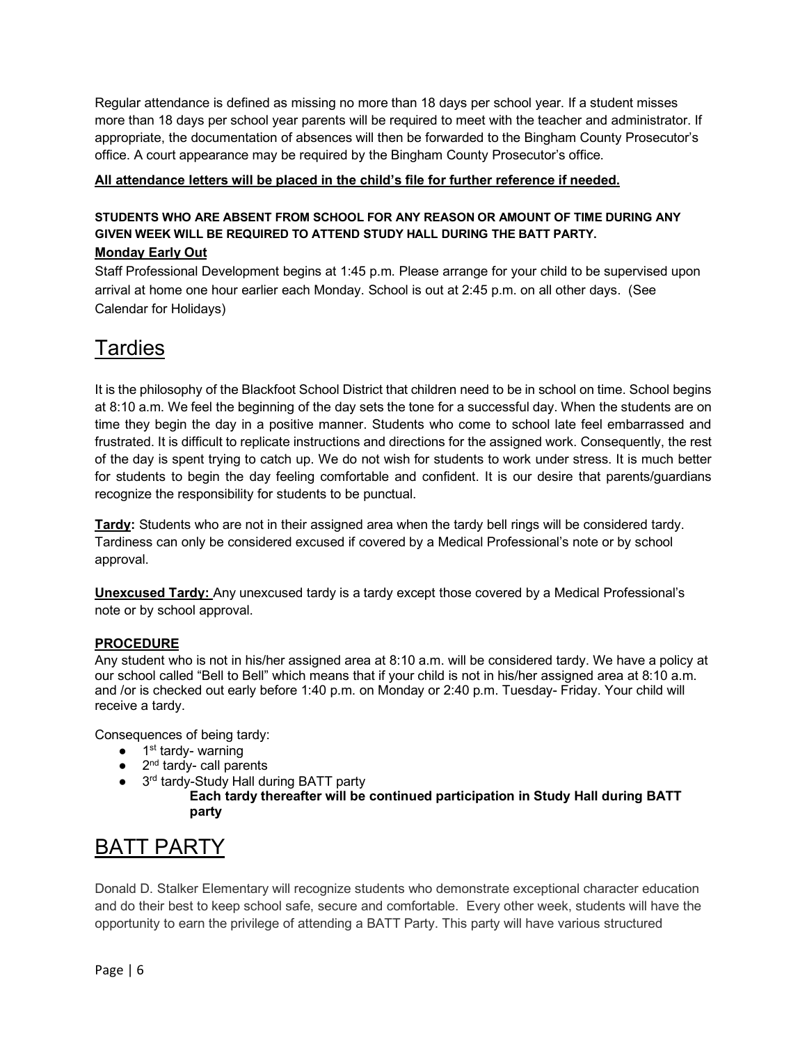Regular attendance is defined as missing no more than 18 days per school year. If a student misses more than 18 days per school year parents will be required to meet with the teacher and administrator. If appropriate, the documentation of absences will then be forwarded to the Bingham County Prosecutor's office. A court appearance may be required by the Bingham County Prosecutor's office.

**All attendance letters will be placed in the child's file for further reference if needed.**

**STUDENTS WHO ARE ABSENT FROM SCHOOL FOR ANY REASON OR AMOUNT OF TIME DURING ANY GIVEN WEEK WILL BE REQUIRED TO ATTEND STUDY HALL DURING THE BATT PARTY.**

**Monday Early Out**

Staff Professional Development begins at 1:45 p.m. Please arrange for your child to be supervised upon arrival at home one hour earlier each Monday. School is out at 2:45 p.m. on all other days. (See Calendar for Holidays)

# Tardies

It is the philosophy of the Blackfoot School District that children need to be in school on time. School begins at 8:10 a.m. We feel the beginning of the day sets the tone for a successful day. When the students are on time they begin the day in a positive manner. Students who come to school late feel embarrassed and frustrated. It is difficult to replicate instructions and directions for the assigned work. Consequently, the rest of the day is spent trying to catch up. We do not wish for students to work under stress. It is much better for students to begin the day feeling comfortable and confident. It is our desire that parents/guardians recognize the responsibility for students to be punctual.

**Tardy:** Students who are not in their assigned area when the tardy bell rings will be considered tardy. Tardiness can only be considered excused if covered by a Medical Professional's note or by school approval.

**Unexcused Tardy:** Any unexcused tardy is a tardy except those covered by a Medical Professional's note or by school approval.

**PROCEDURE**

Any student who is not in his/her assigned area at 8:10 a.m. will be considered tardy. We have a policy at our school called "Bell to Bell" which means that if your child is not in his/her assigned area at 8:10 a.m. and /or is checked out early before 1:40 p.m. on Monday or 2:40 p.m. Tuesday- Friday. Your child will receive a tardy.

Consequences of being tardy:

- 1st tardy- warning
- 2nd tardy- call parents
- 3rd tardy-Study Hall during BATT party
  
  **Each tardy thereafter will be continued participation in Study Hall during BATT party**

# BATT PARTY

Donald D. Stalker Elementary will recognize students who demonstrate exceptional character education and do their best to keep school safe, secure and comfortable. Every other week, students will have the opportunity to earn the privilege of attending a BATT Party. This party will have various structured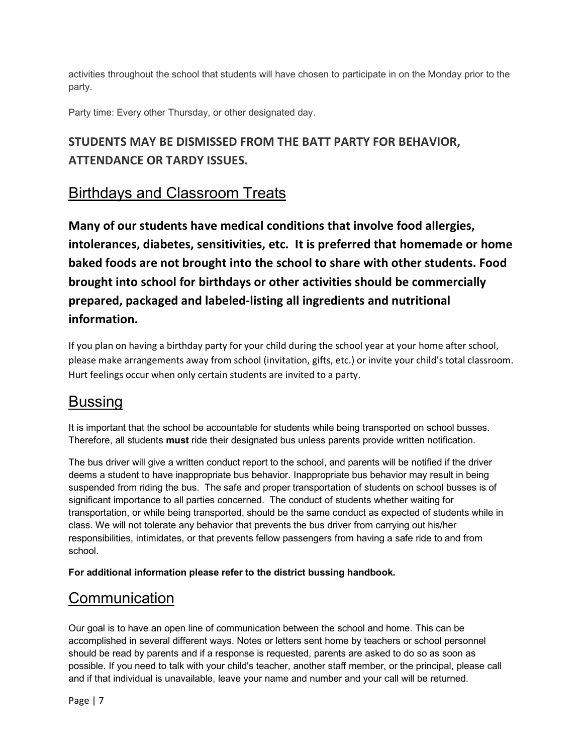activities throughout the school that students will have chosen to participate in on the Monday prior to the party.

Party time: Every other Thursday, or other designated day.

**STUDENTS MAY BE DISMISSED FROM THE BATT PARTY FOR BEHAVIOR, ATTENDANCE OR TARDY ISSUES.**

## Birthdays and Classroom Treats

**Many of our students have medical conditions that involve food allergies, intolerances, diabetes, sensitivities, etc. It is preferred that homemade or home baked foods are not brought into the school to share with other students. Food brought into school for birthdays or other activities should be commercially prepared, packaged and labeled-listing all ingredients and nutritional information.**

If you plan on having a birthday party for your child during the school year at your home after school, please make arrangements away from school (invitation, gifts, etc.) or invite your child's total classroom. Hurt feelings occur when only certain students are invited to a party.

## Bussing

It is important that the school be accountable for students while being transported on school busses. Therefore, all students **must** ride their designated bus unless parents provide written notification.

The bus driver will give a written conduct report to the school, and parents will be notified if the driver deems a student to have inappropriate bus behavior. Inappropriate bus behavior may result in being suspended from riding the bus. The safe and proper transportation of students on school busses is of significant importance to all parties concerned. The conduct of students whether waiting for transportation, or while being transported, should be the same conduct as expected of students while in class. We will not tolerate any behavior that prevents the bus driver from carrying out his/her responsibilities, intimidates, or that prevents fellow passengers from having a safe ride to and from school.

**For additional information please refer to the district bussing handbook.**

## Communication

Our goal is to have an open line of communication between the school and home. This can be accomplished in several different ways. Notes or letters sent home by teachers or school personnel should be read by parents and if a response is requested, parents are asked to do so as soon as possible. If you need to talk with your child's teacher, another staff member, or the principal, please call and if that individual is unavailable, leave your name and number and your call will be returned.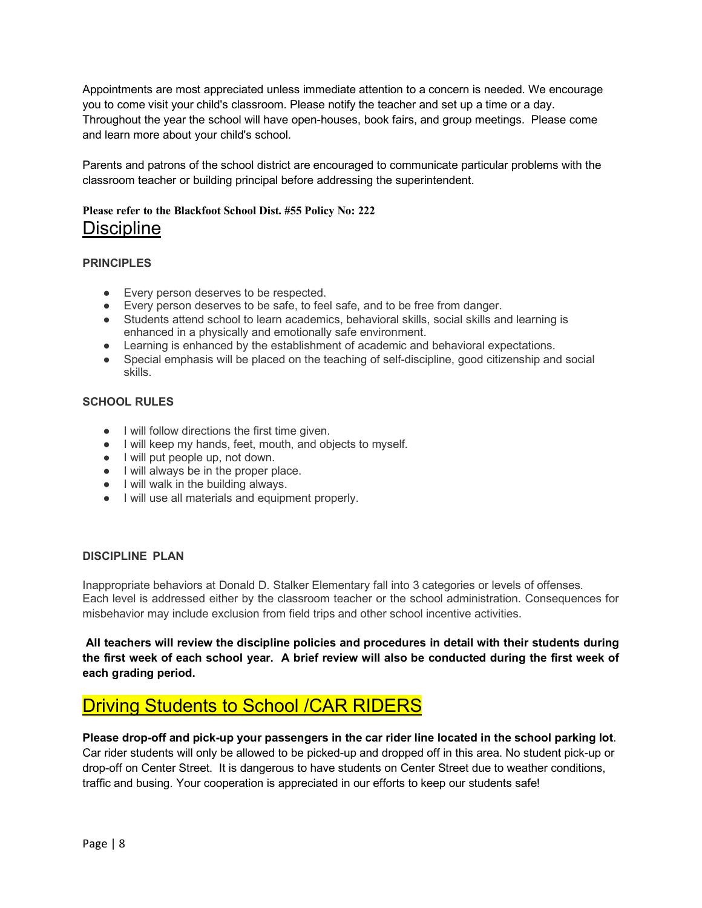Appointments are most appreciated unless immediate attention to a concern is needed. We encourage you to come visit your child's classroom. Please notify the teacher and set up a time or a day. Throughout the year the school will have open-houses, book fairs, and group meetings. Please come and learn more about your child's school.

Parents and patrons of the school district are encouraged to communicate particular problems with the classroom teacher or building principal before addressing the superintendent.

**Please refer to the Blackfoot School Dist. #55 Policy No: 222**

# Discipline

### PRINCIPLES

- Every person deserves to be respected.
- Every person deserves to be safe, to feel safe, and to be free from danger.
- Students attend school to learn academics, behavioral skills, social skills and learning is enhanced in a physically and emotionally safe environment.
- Learning is enhanced by the establishment of academic and behavioral expectations.
- Special emphasis will be placed on the teaching of self-discipline, good citizenship and social skills.

### SCHOOL RULES

- I will follow directions the first time given.
- I will keep my hands, feet, mouth, and objects to myself.
- I will put people up, not down.
- I will always be in the proper place.
- I will walk in the building always.
- I will use all materials and equipment properly.

### DISCIPLINE PLAN

Inappropriate behaviors at Donald D. Stalker Elementary fall into 3 categories or levels of offenses. Each level is addressed either by the classroom teacher or the school administration. Consequences for misbehavior may include exclusion from field trips and other school incentive activities.

**All teachers will review the discipline policies and procedures in detail with their students during the first week of each school year. A brief review will also be conducted during the first week of each grading period.**

# Driving Students to School /CAR RIDERS

**Please drop-off and pick-up your passengers in the car rider line located in the school parking lot**. Car rider students will only be allowed to be picked-up and dropped off in this area. No student pick-up or drop-off on Center Street. It is dangerous to have students on Center Street due to weather conditions, traffic and busing. Your cooperation is appreciated in our efforts to keep our students safe!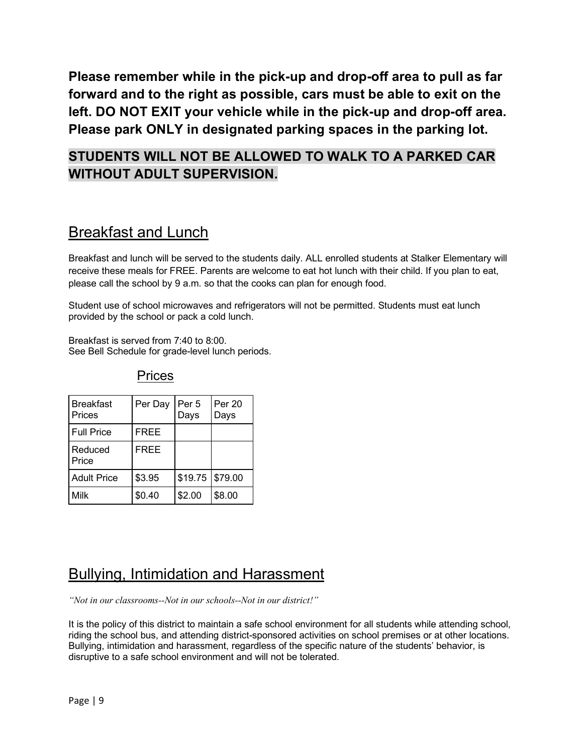**Please remember while in the pick-up and drop-off area to pull as far forward and to the right as possible, cars must be able to exit on the left. DO NOT EXIT your vehicle while in the pick-up and drop-off area. Please park ONLY in designated parking spaces in the parking lot.**

**STUDENTS WILL NOT BE ALLOWED TO WALK TO A PARKED CAR WITHOUT ADULT SUPERVISION.**

## Breakfast and Lunch

Breakfast and lunch will be served to the students daily. ALL enrolled students at Stalker Elementary will receive these meals for FREE. Parents are welcome to eat hot lunch with their child. If you plan to eat, please call the school by 9 a.m. so that the cooks can plan for enough food.

Student use of school microwaves and refrigerators will not be permitted. Students must eat lunch provided by the school or pack a cold lunch.

Breakfast is served from 7:40 to 8:00.
See Bell Schedule for grade-level lunch periods.

### Prices

| Breakfast Prices | Per Day | Per 5 Days | Per 20 Days |
|---|---|---|---|
| Full Price | FREE | | |
| Reduced Price | FREE | | |
| Adult Price | $3.95 | $19.75 | $79.00 |
| Milk | $0.40 | $2.00 | $8.00 |

## Bullying, Intimidation and Harassment

*"Not in our classrooms--Not in our schools--Not in our district!"*

It is the policy of this district to maintain a safe school environment for all students while attending school, riding the school bus, and attending district-sponsored activities on school premises or at other locations. Bullying, intimidation and harassment, regardless of the specific nature of the students' behavior, is disruptive to a safe school environment and will not be tolerated.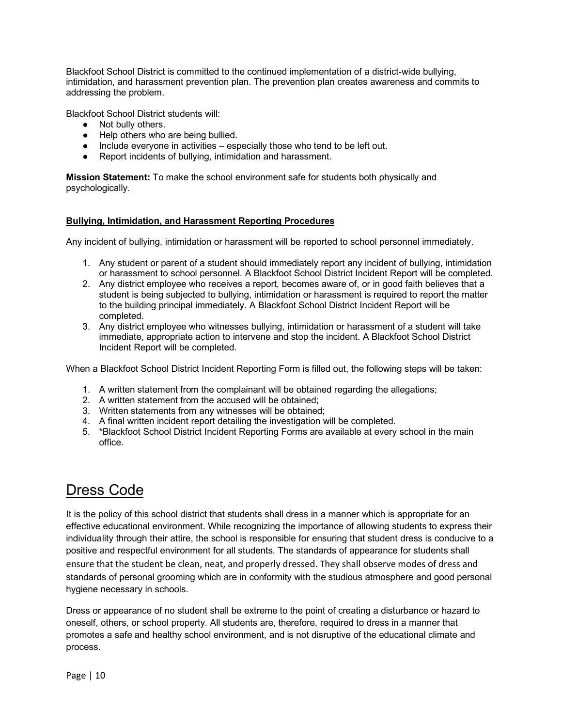Blackfoot School District is committed to the continued implementation of a district-wide bullying, intimidation, and harassment prevention plan. The prevention plan creates awareness and commits to addressing the problem.

Blackfoot School District students will:

- Not bully others.
- Help others who are being bullied.
- Include everyone in activities – especially those who tend to be left out.
- Report incidents of bullying, intimidation and harassment.

**Mission Statement:** To make the school environment safe for students both physically and psychologically.

**Bullying, Intimidation, and Harassment Reporting Procedures**

Any incident of bullying, intimidation or harassment will be reported to school personnel immediately.

1. Any student or parent of a student should immediately report any incident of bullying, intimidation or harassment to school personnel. A Blackfoot School District Incident Report will be completed.
2. Any district employee who receives a report, becomes aware of, or in good faith believes that a student is being subjected to bullying, intimidation or harassment is required to report the matter to the building principal immediately. A Blackfoot School District Incident Report will be completed.
3. Any district employee who witnesses bullying, intimidation or harassment of a student will take immediate, appropriate action to intervene and stop the incident. A Blackfoot School District Incident Report will be completed.

When a Blackfoot School District Incident Reporting Form is filled out, the following steps will be taken:

1. A written statement from the complainant will be obtained regarding the allegations;
2. A written statement from the accused will be obtained;
3. Written statements from any witnesses will be obtained;
4. A final written incident report detailing the investigation will be completed.
5. *Blackfoot School District Incident Reporting Forms are available at every school in the main office.

# Dress Code

It is the policy of this school district that students shall dress in a manner which is appropriate for an effective educational environment. While recognizing the importance of allowing students to express their individuality through their attire, the school is responsible for ensuring that student dress is conducive to a positive and respectful environment for all students. The standards of appearance for students shall ensure that the student be clean, neat, and properly dressed. They shall observe modes of dress and standards of personal grooming which are in conformity with the studious atmosphere and good personal hygiene necessary in schools.

Dress or appearance of no student shall be extreme to the point of creating a disturbance or hazard to oneself, others, or school property. All students are, therefore, required to dress in a manner that promotes a safe and healthy school environment, and is not disruptive of the educational climate and process.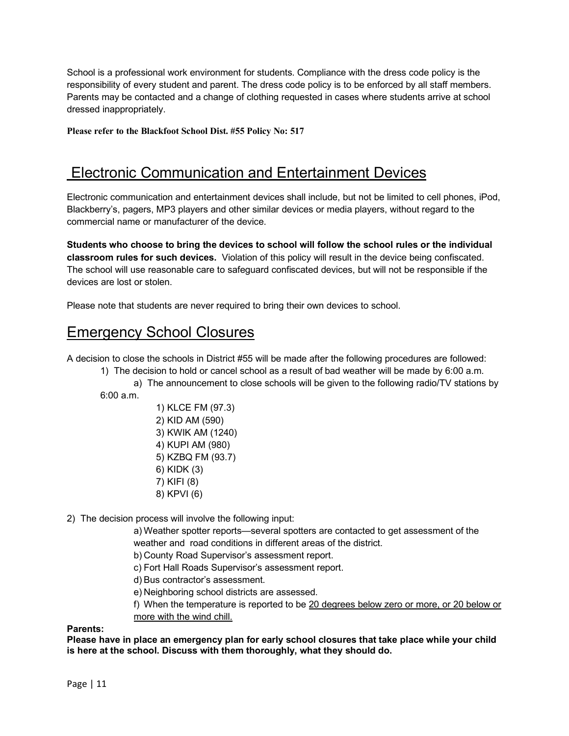School is a professional work environment for students. Compliance with the dress code policy is the responsibility of every student and parent. The dress code policy is to be enforced by all staff members. Parents may be contacted and a change of clothing requested in cases where students arrive at school dressed inappropriately.

**Please refer to the Blackfoot School Dist. #55 Policy No: 517**

## Electronic Communication and Entertainment Devices

Electronic communication and entertainment devices shall include, but not be limited to cell phones, iPod, Blackberry's, pagers, MP3 players and other similar devices or media players, without regard to the commercial name or manufacturer of the device.

**Students who choose to bring the devices to school will follow the school rules or the individual classroom rules for such devices.** Violation of this policy will result in the device being confiscated. The school will use reasonable care to safeguard confiscated devices, but will not be responsible if the devices are lost or stolen.

Please note that students are never required to bring their own devices to school.

## Emergency School Closures

A decision to close the schools in District #55 will be made after the following procedures are followed:

1) The decision to hold or cancel school as a result of bad weather will be made by 6:00 a.m.
   a) The announcement to close schools will be given to the following radio/TV stations by 6:00 a.m.
      1) KLCE FM (97.3)
      2) KID AM (590)
      3) KWIK AM (1240)
      4) KUPI AM (980)
      5) KZBQ FM (93.7)
      6) KIDK (3)
      7) KIFI (8)
      8) KPVI (6)

2) The decision process will involve the following input:
   a) Weather spotter reports—several spotters are contacted to get assessment of the weather and road conditions in different areas of the district.
   b) County Road Supervisor's assessment report.
   c) Fort Hall Roads Supervisor's assessment report.
   d) Bus contractor's assessment.
   e) Neighboring school districts are assessed.
   f) When the temperature is reported to be <u>20 degrees below zero or more, or 20 below or more with the wind chill.</u>

**Parents:**
**Please have in place an emergency plan for early school closures that take place while your child is here at the school. Discuss with them thoroughly, what they should do.**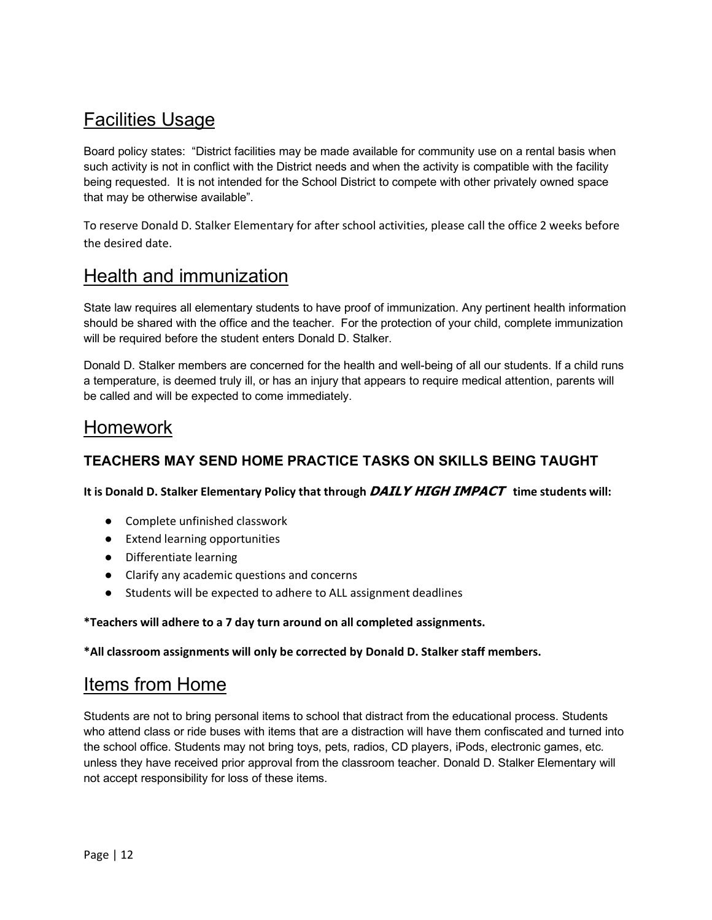## Facilities Usage

Board policy states: "District facilities may be made available for community use on a rental basis when such activity is not in conflict with the District needs and when the activity is compatible with the facility being requested. It is not intended for the School District to compete with other privately owned space that may be otherwise available".

To reserve Donald D. Stalker Elementary for after school activities, please call the office 2 weeks before the desired date.

## Health and immunization

State law requires all elementary students to have proof of immunization. Any pertinent health information should be shared with the office and the teacher. For the protection of your child, complete immunization will be required before the student enters Donald D. Stalker.

Donald D. Stalker members are concerned for the health and well-being of all our students. If a child runs a temperature, is deemed truly ill, or has an injury that appears to require medical attention, parents will be called and will be expected to come immediately.

## Homework

### TEACHERS MAY SEND HOME PRACTICE TASKS ON SKILLS BEING TAUGHT

**It is Donald D. Stalker Elementary Policy that through *DAILY HIGH IMPACT* time students will:**

- Complete unfinished classwork
- Extend learning opportunities
- Differentiate learning
- Clarify any academic questions and concerns
- Students will be expected to adhere to ALL assignment deadlines

**\*Teachers will adhere to a 7 day turn around on all completed assignments.**

**\*All classroom assignments will only be corrected by Donald D. Stalker staff members.**

## Items from Home

Students are not to bring personal items to school that distract from the educational process. Students who attend class or ride buses with items that are a distraction will have them confiscated and turned into the school office. Students may not bring toys, pets, radios, CD players, iPods, electronic games, etc. unless they have received prior approval from the classroom teacher. Donald D. Stalker Elementary will not accept responsibility for loss of these items.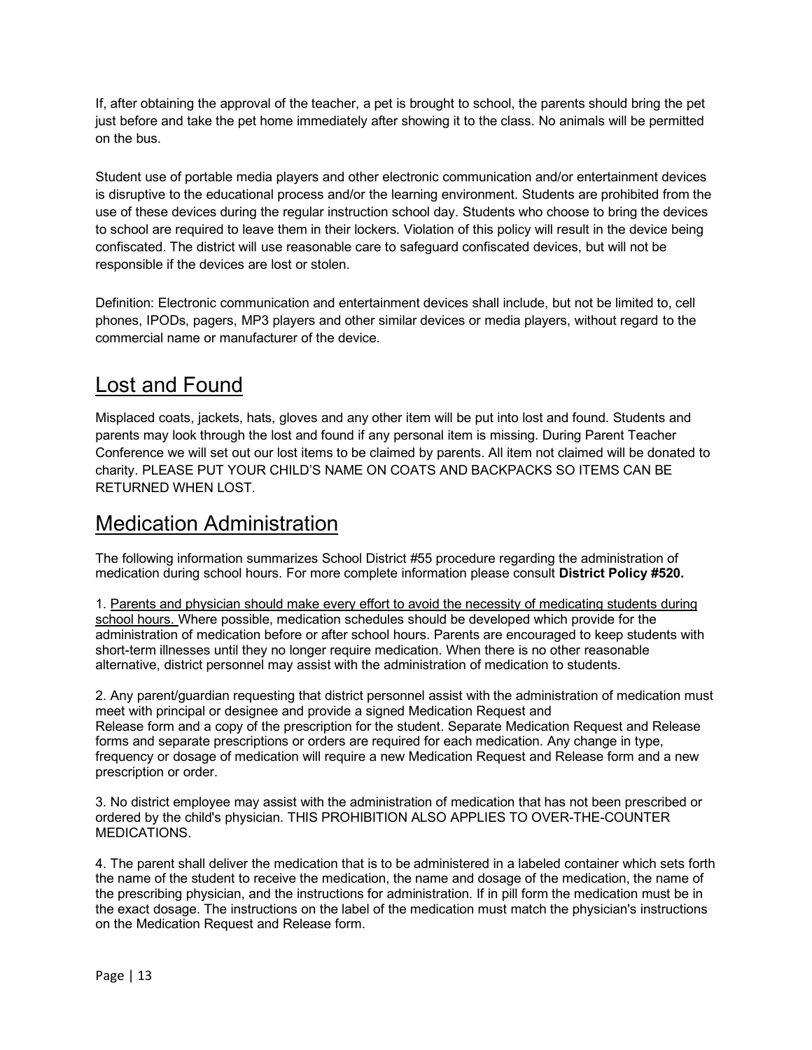If, after obtaining the approval of the teacher, a pet is brought to school, the parents should bring the pet just before and take the pet home immediately after showing it to the class. No animals will be permitted on the bus.

Student use of portable media players and other electronic communication and/or entertainment devices is disruptive to the educational process and/or the learning environment. Students are prohibited from the use of these devices during the regular instruction school day. Students who choose to bring the devices to school are required to leave them in their lockers. Violation of this policy will result in the device being confiscated. The district will use reasonable care to safeguard confiscated devices, but will not be responsible if the devices are lost or stolen.

Definition: Electronic communication and entertainment devices shall include, but not be limited to, cell phones, IPODs, pagers, MP3 players and other similar devices or media players, without regard to the commercial name or manufacturer of the device.

## Lost and Found

Misplaced coats, jackets, hats, gloves and any other item will be put into lost and found. Students and parents may look through the lost and found if any personal item is missing. During Parent Teacher Conference we will set out our lost items to be claimed by parents. All item not claimed will be donated to charity. PLEASE PUT YOUR CHILD'S NAME ON COATS AND BACKPACKS SO ITEMS CAN BE RETURNED WHEN LOST.

## Medication Administration

The following information summarizes School District #55 procedure regarding the administration of medication during school hours. For more complete information please consult **District Policy #520.**

1. Parents and physician should make every effort to avoid the necessity of medicating students during school hours. Where possible, medication schedules should be developed which provide for the administration of medication before or after school hours. Parents are encouraged to keep students with short-term illnesses until they no longer require medication. When there is no other reasonable alternative, district personnel may assist with the administration of medication to students.

2. Any parent/guardian requesting that district personnel assist with the administration of medication must meet with principal or designee and provide a signed Medication Request and Release form and a copy of the prescription for the student. Separate Medication Request and Release forms and separate prescriptions or orders are required for each medication. Any change in type, frequency or dosage of medication will require a new Medication Request and Release form and a new prescription or order.

3. No district employee may assist with the administration of medication that has not been prescribed or ordered by the child's physician. THIS PROHIBITION ALSO APPLIES TO OVER-THE-COUNTER MEDICATIONS.

4. The parent shall deliver the medication that is to be administered in a labeled container which sets forth the name of the student to receive the medication, the name and dosage of the medication, the name of the prescribing physician, and the instructions for administration. If in pill form the medication must be in the exact dosage. The instructions on the label of the medication must match the physician's instructions on the Medication Request and Release form.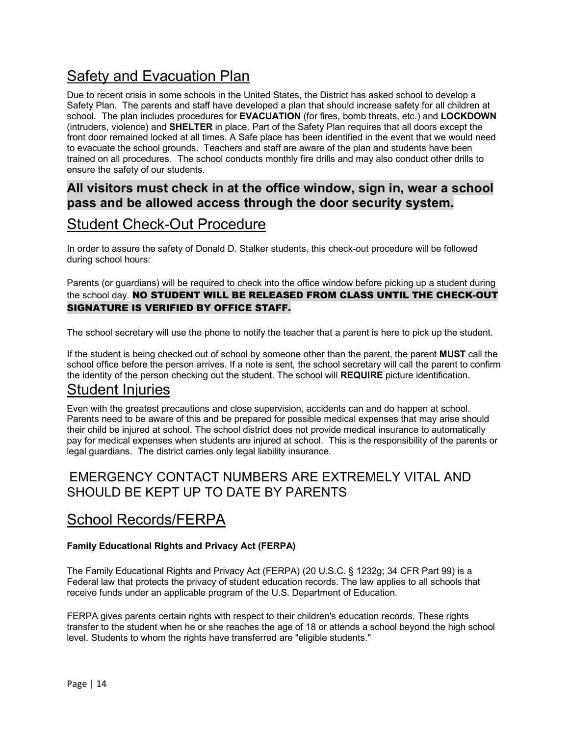## Safety and Evacuation Plan

Due to recent crisis in some schools in the United States, the District has asked school to develop a Safety Plan. The parents and staff have developed a plan that should increase safety for all children at school. The plan includes procedures for **EVACUATION** (for fires, bomb threats, etc.) and **LOCKDOWN** (intruders, violence) and **SHELTER** in place. Part of the Safety Plan requires that all doors except the front door remained locked at all times. A Safe place has been identified in the event that we would need to evacuate the school grounds. Teachers and staff are aware of the plan and students have been trained on all procedures. The school conducts monthly fire drills and may also conduct other drills to ensure the safety of our students.

**All visitors must check in at the office window, sign in, wear a school pass and be allowed access through the door security system.**

## Student Check-Out Procedure

In order to assure the safety of Donald D. Stalker students, this check-out procedure will be followed during school hours:

Parents (or guardians) will be required to check into the office window before picking up a student during the school day. **NO STUDENT WILL BE RELEASED FROM CLASS UNTIL THE CHECK-OUT SIGNATURE IS VERIFIED BY OFFICE STAFF.**

The school secretary will use the phone to notify the teacher that a parent is here to pick up the student.

If the student is being checked out of school by someone other than the parent, the parent **MUST** call the school office before the person arrives. If a note is sent, the school secretary will call the parent to confirm the identity of the person checking out the student. The school will **REQUIRE** picture identification.

## Student Injuries

Even with the greatest precautions and close supervision, accidents can and do happen at school. Parents need to be aware of this and be prepared for possible medical expenses that may arise should their child be injured at school. The school district does not provide medical insurance to automatically pay for medical expenses when students are injured at school. This is the responsibility of the parents or legal guardians. The district carries only legal liability insurance.

EMERGENCY CONTACT NUMBERS ARE EXTREMELY VITAL AND SHOULD BE KEPT UP TO DATE BY PARENTS

## School Records/FERPA

**Family Educational Rights and Privacy Act (FERPA)**

The Family Educational Rights and Privacy Act (FERPA) (20 U.S.C. § 1232g; 34 CFR Part 99) is a Federal law that protects the privacy of student education records. The law applies to all schools that receive funds under an applicable program of the U.S. Department of Education.

FERPA gives parents certain rights with respect to their children's education records. These rights transfer to the student when he or she reaches the age of 18 or attends a school beyond the high school level. Students to whom the rights have transferred are "eligible students."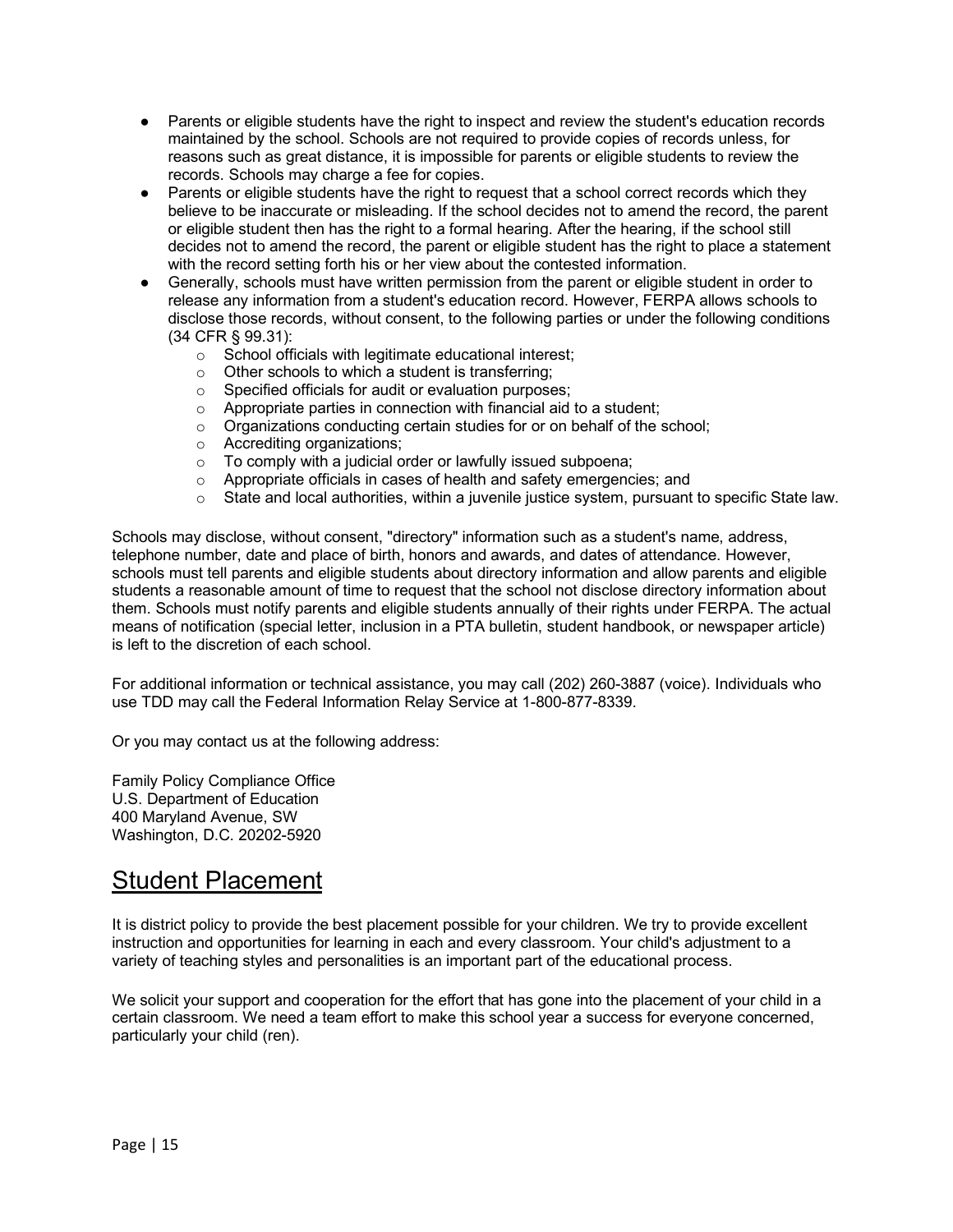- Parents or eligible students have the right to inspect and review the student's education records maintained by the school. Schools are not required to provide copies of records unless, for reasons such as great distance, it is impossible for parents or eligible students to review the records. Schools may charge a fee for copies.
- Parents or eligible students have the right to request that a school correct records which they believe to be inaccurate or misleading. If the school decides not to amend the record, the parent or eligible student then has the right to a formal hearing. After the hearing, if the school still decides not to amend the record, the parent or eligible student has the right to place a statement with the record setting forth his or her view about the contested information.
- Generally, schools must have written permission from the parent or eligible student in order to release any information from a student's education record. However, FERPA allows schools to disclose those records, without consent, to the following parties or under the following conditions (34 CFR § 99.31):
  - School officials with legitimate educational interest;
  - Other schools to which a student is transferring;
  - Specified officials for audit or evaluation purposes;
  - Appropriate parties in connection with financial aid to a student;
  - Organizations conducting certain studies for or on behalf of the school;
  - Accrediting organizations;
  - To comply with a judicial order or lawfully issued subpoena;
  - Appropriate officials in cases of health and safety emergencies; and
  - State and local authorities, within a juvenile justice system, pursuant to specific State law.

Schools may disclose, without consent, "directory" information such as a student's name, address, telephone number, date and place of birth, honors and awards, and dates of attendance. However, schools must tell parents and eligible students about directory information and allow parents and eligible students a reasonable amount of time to request that the school not disclose directory information about them. Schools must notify parents and eligible students annually of their rights under FERPA. The actual means of notification (special letter, inclusion in a PTA bulletin, student handbook, or newspaper article) is left to the discretion of each school.

For additional information or technical assistance, you may call (202) 260-3887 (voice). Individuals who use TDD may call the Federal Information Relay Service at 1-800-877-8339.

Or you may contact us at the following address:

Family Policy Compliance Office
U.S. Department of Education
400 Maryland Avenue, SW
Washington, D.C. 20202-5920

# Student Placement

It is district policy to provide the best placement possible for your children. We try to provide excellent instruction and opportunities for learning in each and every classroom. Your child's adjustment to a variety of teaching styles and personalities is an important part of the educational process.

We solicit your support and cooperation for the effort that has gone into the placement of your child in a certain classroom. We need a team effort to make this school year a success for everyone concerned, particularly your child (ren).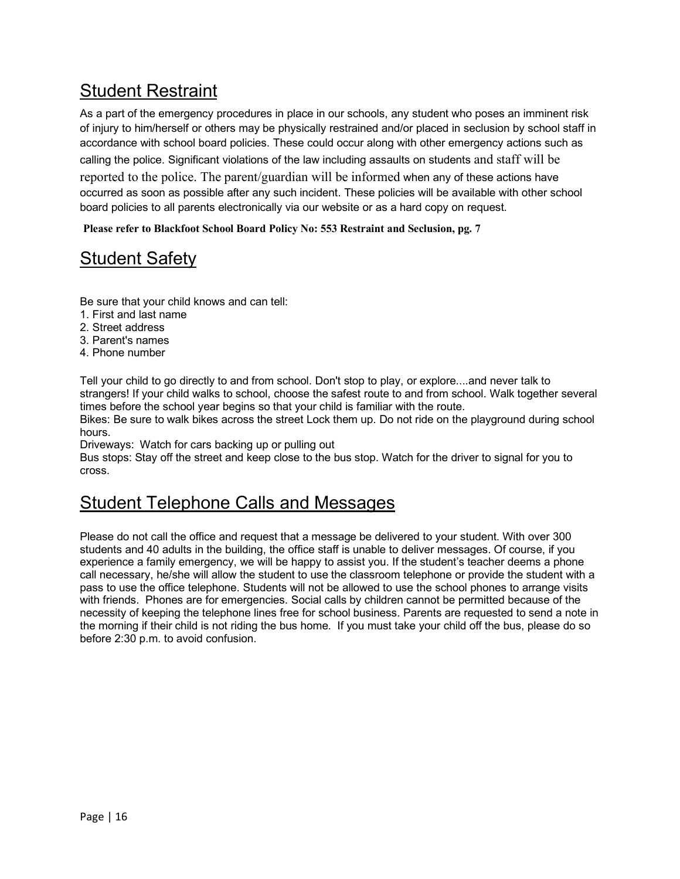## Student Restraint

As a part of the emergency procedures in place in our schools, any student who poses an imminent risk of injury to him/herself or others may be physically restrained and/or placed in seclusion by school staff in accordance with school board policies. These could occur along with other emergency actions such as calling the police. Significant violations of the law including assaults on students and staff will be reported to the police. The parent/guardian will be informed when any of these actions have occurred as soon as possible after any such incident. These policies will be available with other school board policies to all parents electronically via our website or as a hard copy on request.

**Please refer to Blackfoot School Board Policy No: 553 Restraint and Seclusion, pg. 7**

## Student Safety

Be sure that your child knows and can tell:

1. First and last name
2. Street address
3. Parent's names
4. Phone number

Tell your child to go directly to and from school. Don't stop to play, or explore....and never talk to strangers! If your child walks to school, choose the safest route to and from school. Walk together several times before the school year begins so that your child is familiar with the route.

Bikes: Be sure to walk bikes across the street Lock them up. Do not ride on the playground during school hours.

Driveways: Watch for cars backing up or pulling out

Bus stops: Stay off the street and keep close to the bus stop. Watch for the driver to signal for you to cross.

## Student Telephone Calls and Messages

Please do not call the office and request that a message be delivered to your student. With over 300 students and 40 adults in the building, the office staff is unable to deliver messages. Of course, if you experience a family emergency, we will be happy to assist you. If the student's teacher deems a phone call necessary, he/she will allow the student to use the classroom telephone or provide the student with a pass to use the office telephone. Students will not be allowed to use the school phones to arrange visits with friends. Phones are for emergencies. Social calls by children cannot be permitted because of the necessity of keeping the telephone lines free for school business. Parents are requested to send a note in the morning if their child is not riding the bus home. If you must take your child off the bus, please do so before 2:30 p.m. to avoid confusion.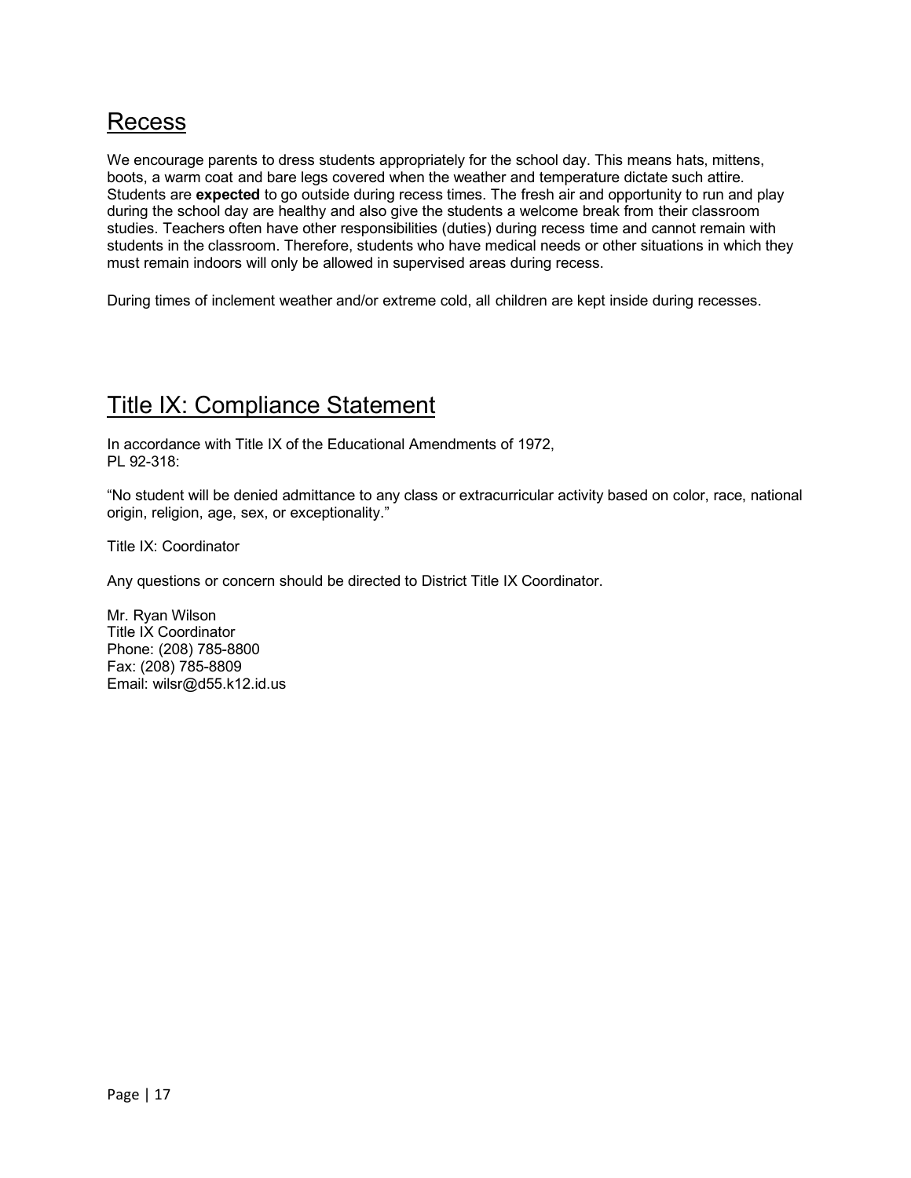## Recess

We encourage parents to dress students appropriately for the school day. This means hats, mittens, boots, a warm coat and bare legs covered when the weather and temperature dictate such attire. Students are **expected** to go outside during recess times. The fresh air and opportunity to run and play during the school day are healthy and also give the students a welcome break from their classroom studies. Teachers often have other responsibilities (duties) during recess time and cannot remain with students in the classroom. Therefore, students who have medical needs or other situations in which they must remain indoors will only be allowed in supervised areas during recess.

During times of inclement weather and/or extreme cold, all children are kept inside during recesses.

## Title IX: Compliance Statement

In accordance with Title IX of the Educational Amendments of 1972,
PL 92-318:

“No student will be denied admittance to any class or extracurricular activity based on color, race, national origin, religion, age, sex, or exceptionality.”

Title IX: Coordinator

Any questions or concern should be directed to District Title IX Coordinator.

Mr. Ryan Wilson
Title IX Coordinator
Phone: (208) 785-8800
Fax: (208) 785-8809
Email: wilsr@d55.k12.id.us